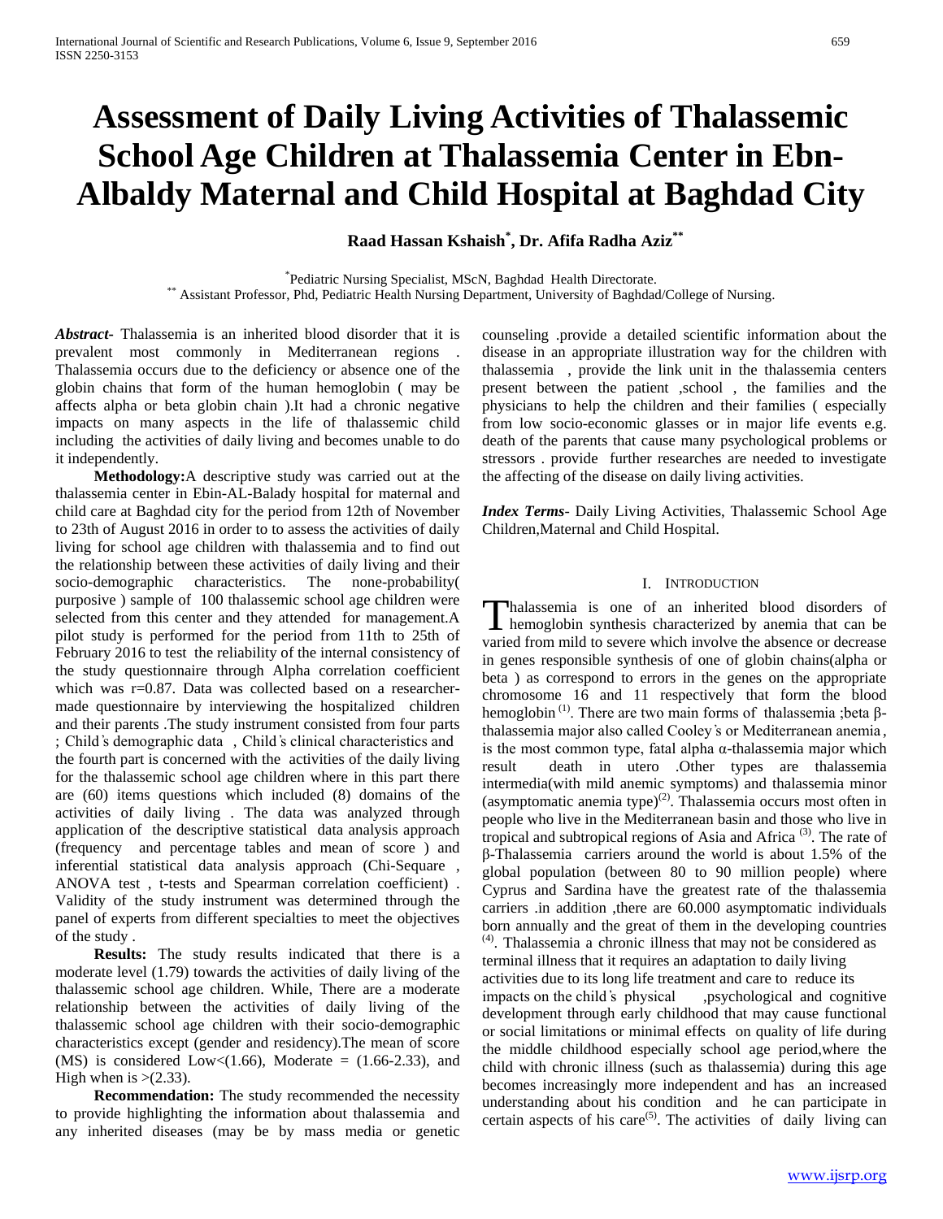# Assessment of Daily Living Activities of Thalassemic School Age Children at Thalassemia Center in Ebn-Albaldy Maternal and Child Hospital at Baghdad City

**Raad Hassan Kshaish[*], Dr. Afifa Radha Aziz[**]**

[*] Pediatric Nursing Specialist, MScN, Baghdad Health Directorate.
[**] Assistant Professor, Phd, Pediatric Health Nursing Department, University of Baghdad/College of Nursing.

***Abstract***- Thalassemia is an inherited blood disorder that it is prevalent most commonly in Mediterranean regions . Thalassemia occurs due to the deficiency or absence one of the globin chains that form of the human hemoglobin ( may be affects alpha or beta globin chain ).It had a chronic negative impacts on many aspects in the life of thalassemic child including the activities of daily living and becomes unable to do it independently.

**Methodology:**A descriptive study was carried out at the thalassemia center in Ebin-AL-Balady hospital for maternal and child care at Baghdad city for the period from 12th of November to 23th of August 2016 in order to to assess the activities of daily living for school age children with thalassemia and to find out the relationship between these activities of daily living and their socio-demographic characteristics. The none-probability( purposive ) sample of 100 thalassemic school age children were selected from this center and they attended for management.A pilot study is performed for the period from 11th to 25th of February 2016 to test the reliability of the internal consistency of the study questionnaire through Alpha correlation coefficient which was r=0.87. Data was collected based on a researcher-made questionnaire by interviewing the hospitalized children and their parents .The study instrument consisted from four parts ; Child's demographic data , Child's clinical characteristics and the fourth part is concerned with the activities of the daily living for the thalassemic school age children where in this part there are (60) items questions which included (8) domains of the activities of daily living . The data was analyzed through application of the descriptive statistical data analysis approach (frequency and percentage tables and mean of score ) and inferential statistical data analysis approach (Chi-Sequare , ANOVA test , t-tests and Spearman correlation coefficient) . Validity of the study instrument was determined through the panel of experts from different specialties to meet the objectives of the study .

**Results:** The study results indicated that there is a moderate level (1.79) towards the activities of daily living of the thalassemic school age children. While, There are a moderate relationship between the activities of daily living of the thalassemic school age children with their socio-demographic characteristics except (gender and residency).The mean of score (MS) is considered Low<(1.66), Moderate = (1.66-2.33), and High when is >(2.33).

**Recommendation:** The study recommended the necessity to provide highlighting the information about thalassemia and any inherited diseases (may be by mass media or genetic counseling .provide a detailed scientific information about the disease in an appropriate illustration way for the children with thalassemia , provide the link unit in the thalassemia centers present between the patient ,school , the families and the physicians to help the children and their families ( especially from low socio-economic glasses or in major life events e.g. death of the parents that cause many psychological problems or stressors . provide further researches are needed to investigate the affecting of the disease on daily living activities.

***Index Terms***- Daily Living Activities, Thalassemic School Age Children,Maternal and Child Hospital.

## I. INTRODUCTION

Thalassemia is one of an inherited blood disorders of hemoglobin synthesis characterized by anemia that can be varied from mild to severe which involve the absence or decrease in genes responsible synthesis of one of globin chains(alpha or beta ) as correspond to errors in the genes on the appropriate chromosome 16 and 11 respectively that form the blood hemoglobin [(1)]. There are two main forms of thalassemia ;beta β-thalassemia major also called Cooley's or Mediterranean anemia, is the most common type, fatal alpha α-thalassemia major which result death in utero .Other types are thalassemia intermedia(with mild anemic symptoms) and thalassemia minor (asymptomatic anemia type)[(2)]. Thalassemia occurs most often in people who live in the Mediterranean basin and those who live in tropical and subtropical regions of Asia and Africa [(3)]. The rate of β-Thalassemia carriers around the world is about 1.5% of the global population (between 80 to 90 million people) where Cyprus and Sardina have the greatest rate of the thalassemia carriers .in addition ,there are 60.000 asymptomatic individuals born annually and the great of them in the developing countries [(4)]. Thalassemia a chronic illness that may not be considered as terminal illness that it requires an adaptation to daily living activities due to its long life treatment and care to reduce its impacts on the child's physical ,psychological and cognitive development through early childhood that may cause functional or social limitations or minimal effects on quality of life during the middle childhood especially school age period,where the child with chronic illness (such as thalassemia) during this age becomes increasingly more independent and has an increased understanding about his condition and he can participate in certain aspects of his care[(5)]. The activities of daily living can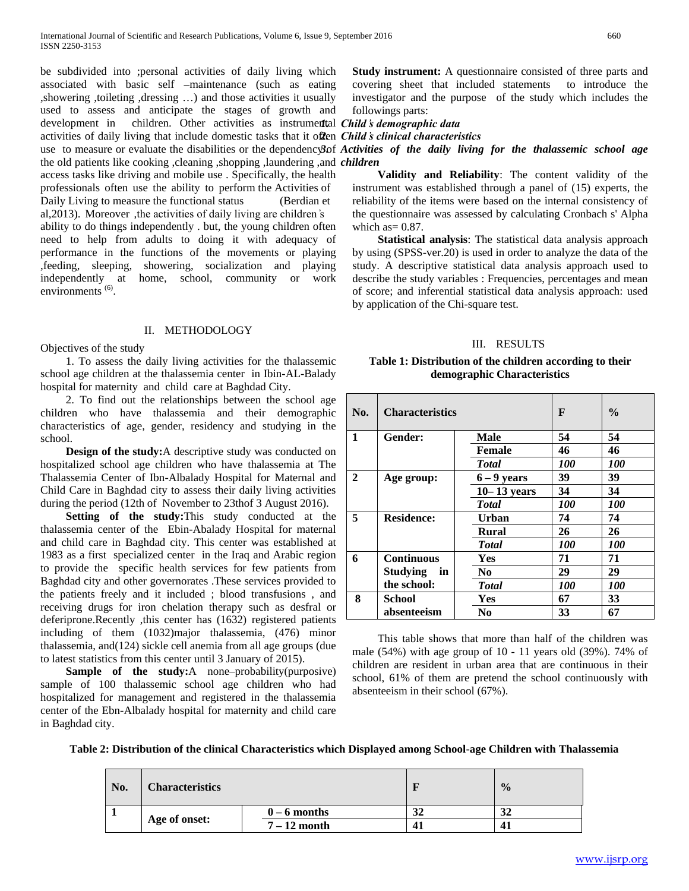be subdivided into ;personal activities of daily living which associated with basic self –maintenance (such as eating ,showering ,toileting ,dressing …) and those activities it usually used to assess and anticipate the stages of growth and development in children. Other activities as instrumental activities of daily living that include domestic tasks that it often use to measure or evaluate the disabilities or the dependency of the old patients like cooking ,cleaning ,shopping ,laundering ,and access tasks like driving and mobile use . Specifically, the health professionals often use the ability to perform the Activities of Daily Living to measure the functional status (Berdian et al,2013). Moreover ,the activities of daily living are children`s ability to do things independently . but, the young children often need to help from adults to doing it with adequacy of performance in the functions of the movements or playing ,feeding, sleeping, showering, socialization and playing independently at home, school, community or work environments [(6)].

## II. METHODOLOGY

Objectives of the study

1. To assess the daily living activities for the thalassemic school age children at the thalassemia center in Ibin-AL-Balady hospital for maternity and child care at Baghdad City.

2. To find out the relationships between the school age children who have thalassemia and their demographic characteristics of age, gender, residency and studying in the school.

**Design of the study:**A descriptive study was conducted on hospitalized school age children who have thalassemia at The Thalassemia Center of Ibn-Albalady Hospital for Maternal and Child Care in Baghdad city to assess their daily living activities during the period (12th of November to 23thof 3 August 2016).

**Setting of the study:**This study conducted at the thalassemia center of the Ebin-Abalady Hospital for maternal and child care in Baghdad city. This center was established at 1983 as a first specialized center in the Iraq and Arabic region to provide the specific health services for few patients from Baghdad city and other governorates .These services provided to the patients freely and it included ; blood transfusions , and receiving drugs for iron chelation therapy such as desfral or deferiprone.Recently ,this center has (1632) registered patients including of them (1032)major thalassemia, (476) minor thalassemia, and(124) sickle cell anemia from all age groups (due to latest statistics from this center until 3 January of 2015).

**Sample of the study:**A none–probability(purposive) sample of 100 thalassemic school age children who had hospitalized for management and registered in the thalassemia center of the Ebn-Albalady hospital for maternity and child care in Baghdad city.

**Study instrument:** A questionnaire consisted of three parts and covering sheet that included statements to introduce the investigator and the purpose of the study which includes the followings parts:

1. ***Child`s demographic data***
2. ***Child`s clinical characteristics***
3. ***Activities of the daily living for the thalassemic school age children***

**Validity and Reliability**: The content validity of the instrument was established through a panel of (15) experts, the reliability of the items were based on the internal consistency of the questionnaire was assessed by calculating Cronbach s' Alpha which as= 0.87.

**Statistical analysis**: The statistical data analysis approach by using (SPSS-ver.20) is used in order to analyze the data of the study. A descriptive statistical data analysis approach used to describe the study variables : Frequencies, percentages and mean of score; and inferential statistical data analysis approach: used by application of the Chi-square test.

## III. RESULTS

**Table 1: Distribution of the children according to their demographic Characteristics**

| No. | Characteristics | | F | % |
|---|---|---|---|---|
| 1 | Gender: | Male | 54 | 54 |
| | | Female | 46 | 46 |
| | | *Total* | *100* | *100* |
| 2 | Age group: | 6 – 9 years | 39 | 39 |
| | | 10– 13 years | 34 | 34 |
| | | *Total* | *100* | *100* |
| 5 | Residence: | Urban | 74 | 74 |
| | | Rural | 26 | 26 |
| | | *Total* | *100* | *100* |
| 6 | Continuous Studying in the school: | Yes | 71 | 71 |
| | | No | 29 | 29 |
| | | *Total* | *100* | *100* |
| 8 | School absenteeism | Yes | 67 | 33 |
| | | No | 33 | 67 |

This table shows that more than half of the children was male (54%) with age group of 10 - 11 years old (39%). 74% of children are resident in urban area that are continuous in their school, 61% of them are pretend the school continuously with absenteeism in their school (67%).

**Table 2: Distribution of the clinical Characteristics which Displayed among School-age Children with Thalassemia**

| No. | Characteristics | | F | % |
|---|---|---|---|---|
| 1 | Age of onset: | 0 – 6 months | 32 | 32 |
| | | 7 – 12 month | 41 | 41 |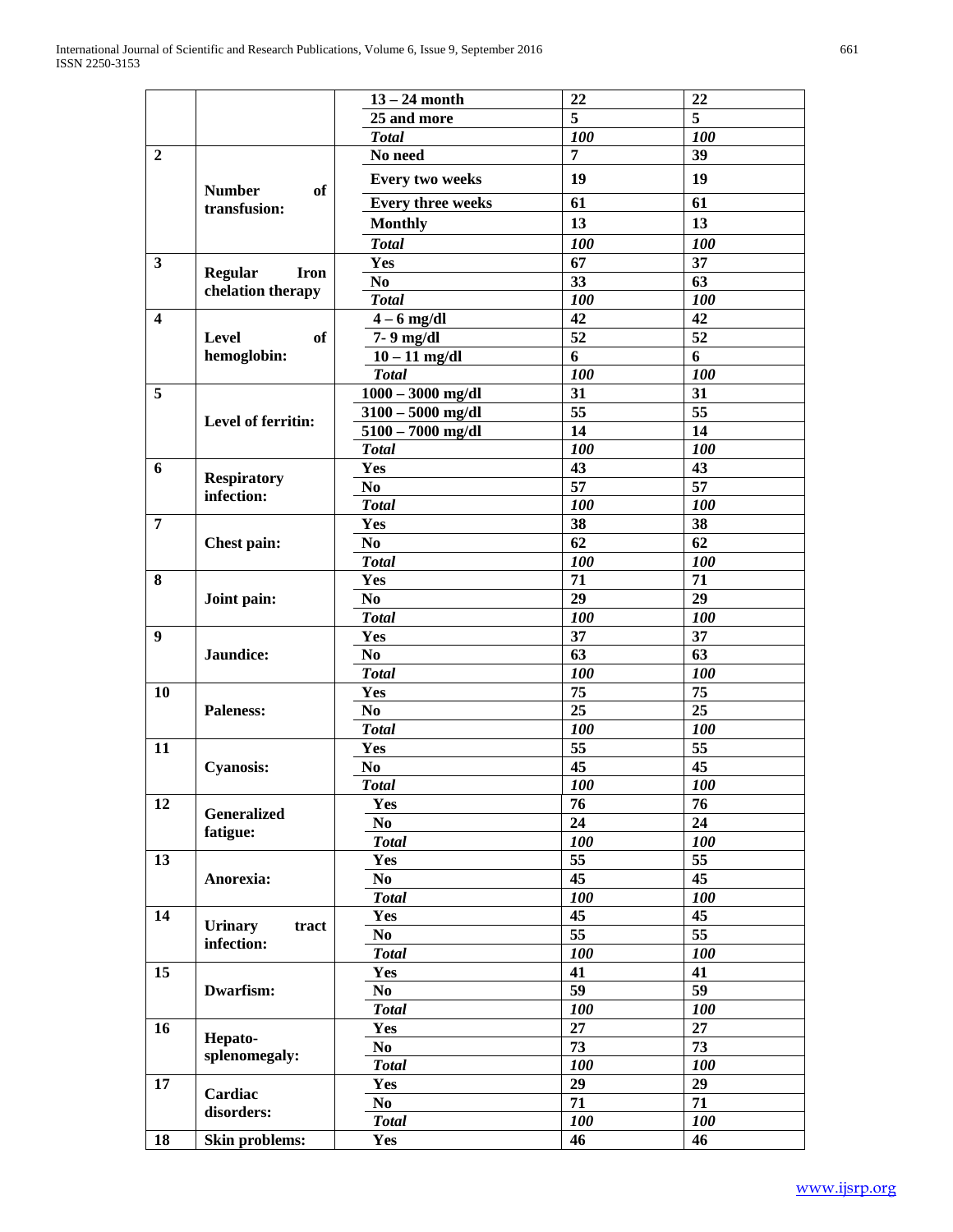| | | 13 – 24 month | 22 | 22 |
|---|---|---|---|---|
| | | 25 and more | 5 | 5 |
| | | *Total* | *100* | *100* |
| **2** | **Number of transfusion:** | No need | 7 | 39 |
| | | Every two weeks | 19 | 19 |
| | | Every three weeks | 61 | 61 |
| | | Monthly | 13 | 13 |
| | | *Total* | *100* | *100* |
| **3** | **Regular Iron chelation therapy** | Yes | 67 | 37 |
| | | No | 33 | 63 |
| | | *Total* | *100* | *100* |
| **4** | **Level of hemoglobin:** | 4 – 6 mg/dl | 42 | 42 |
| | | 7- 9 mg/dl | 52 | 52 |
| | | 10 – 11 mg/dl | 6 | 6 |
| | | *Total* | *100* | *100* |
| **5** | **Level of ferritin:** | 1000 – 3000 mg/dl | 31 | 31 |
| | | 3100 – 5000 mg/dl | 55 | 55 |
| | | 5100 – 7000 mg/dl | 14 | 14 |
| | | *Total* | *100* | *100* |
| **6** | **Respiratory infection:** | Yes | 43 | 43 |
| | | No | 57 | 57 |
| | | *Total* | *100* | *100* |
| **7** | **Chest pain:** | Yes | 38 | 38 |
| | | No | 62 | 62 |
| | | *Total* | *100* | *100* |
| **8** | **Joint pain:** | Yes | 71 | 71 |
| | | No | 29 | 29 |
| | | *Total* | *100* | *100* |
| **9** | **Jaundice:** | Yes | 37 | 37 |
| | | No | 63 | 63 |
| | | *Total* | *100* | *100* |
| **10** | **Paleness:** | Yes | 75 | 75 |
| | | No | 25 | 25 |
| | | *Total* | *100* | *100* |
| **11** | **Cyanosis:** | Yes | 55 | 55 |
| | | No | 45 | 45 |
| | | *Total* | *100* | *100* |
| **12** | **Generalized fatigue:** | Yes | 76 | 76 |
| | | No | 24 | 24 |
| | | *Total* | *100* | *100* |
| **13** | **Anorexia:** | Yes | 55 | 55 |
| | | No | 45 | 45 |
| | | *Total* | *100* | *100* |
| **14** | **Urinary tract infection:** | Yes | 45 | 45 |
| | | No | 55 | 55 |
| | | *Total* | *100* | *100* |
| **15** | **Dwarfism:** | Yes | 41 | 41 |
| | | No | 59 | 59 |
| | | *Total* | *100* | *100* |
| **16** | **Hepato-splenomegaly:** | Yes | 27 | 27 |
| | | No | 73 | 73 |
| | | *Total* | *100* | *100* |
| **17** | **Cardiac disorders:** | Yes | 29 | 29 |
| | | No | 71 | 71 |
| | | *Total* | *100* | *100* |
| **18** | **Skin problems:** | Yes | 46 | 46 |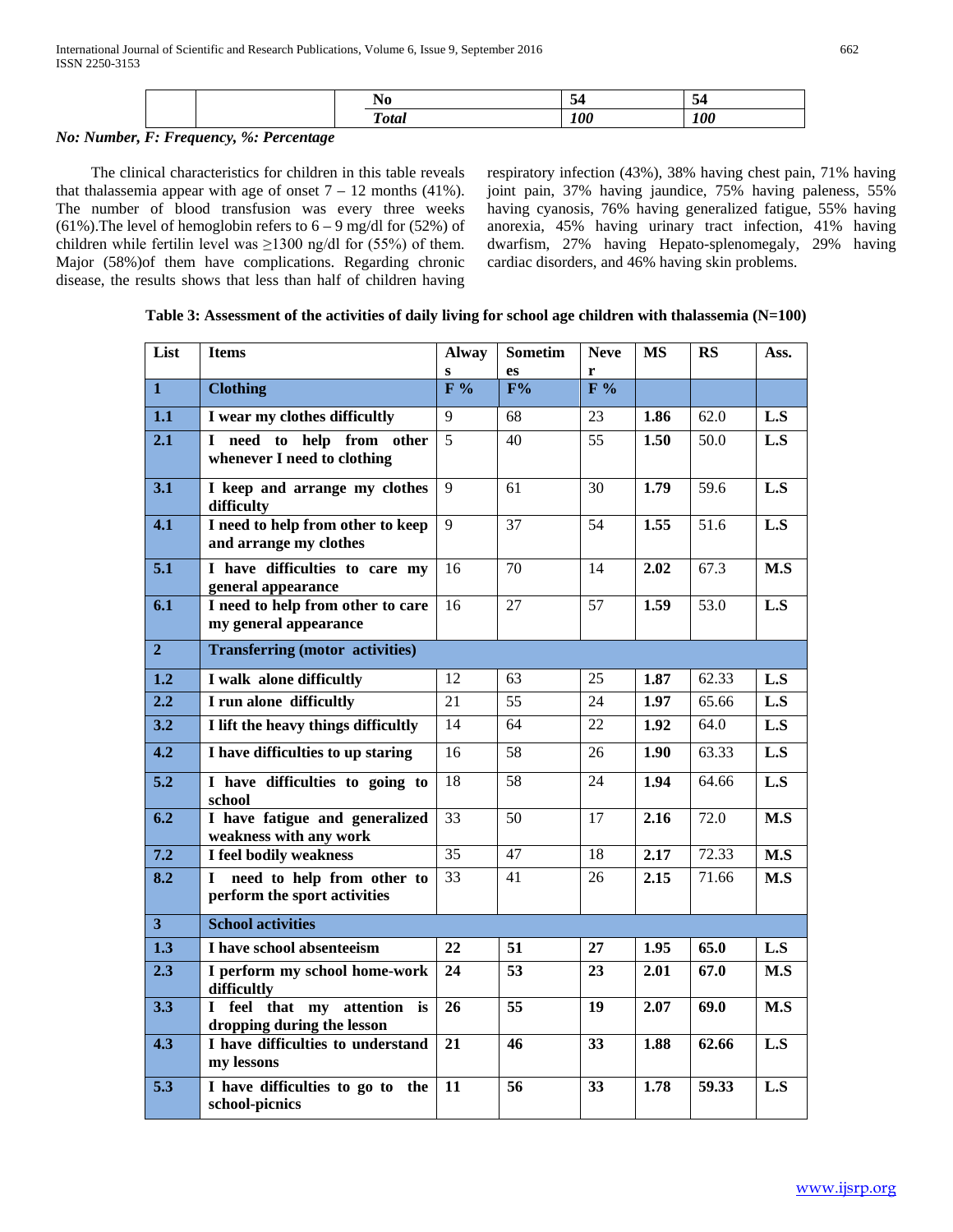| | | No | 54 | 54 |
|---|---|---|---|---|
| | | ***Total*** | ***100*** | ***100*** |

***No: Number, F: Frequency, %: Percentage***

The clinical characteristics for children in this table reveals that thalassemia appear with age of onset 7 – 12 months (41%). The number of blood transfusion was every three weeks (61%).The level of hemoglobin refers to 6 – 9 mg/dl for (52%) of children while fertilin level was ≥1300 ng/dl for (55%) of them. Major (58%)of them have complications. Regarding chronic disease, the results shows that less than half of children having respiratory infection (43%), 38% having chest pain, 71% having joint pain, 37% having jaundice, 75% having paleness, 55% having cyanosis, 76% having generalized fatigue, 55% having anorexia, 45% having urinary tract infection, 41% having dwarfism, 27% having Hepato-splenomegaly, 29% having cardiac disorders, and 46% having skin problems.

**Table 3: Assessment of the activities of daily living for school age children with thalassemia (N=100)**

| List | Items | Always | Sometimes | Never | MS | RS | Ass. |
|---|---|---|---|---|---|---|---|
| **1** | **Clothing** | **F %** | **F%** | **F %** | | | |
| **1.1** | **I wear my clothes difficultly** | 9 | 68 | 23 | **1.86** | 62.0 | **L.S** |
| **2.1** | **I need to help from other whenever I need to clothing** | 5 | 40 | 55 | **1.50** | 50.0 | **L.S** |
| **3.1** | **I keep and arrange my clothes difficulty** | 9 | 61 | 30 | **1.79** | 59.6 | **L.S** |
| **4.1** | **I need to help from other to keep and arrange my clothes** | 9 | 37 | 54 | **1.55** | 51.6 | **L.S** |
| **5.1** | **I have difficulties to care my general appearance** | 16 | 70 | 14 | **2.02** | 67.3 | **M.S** |
| **6.1** | **I need to help from other to care my general appearance** | 16 | 27 | 57 | **1.59** | 53.0 | **L.S** |
| **2** | **Transferring (motor activities)** | | | | | | |
| **1.2** | **I walk alone difficultly** | 12 | 63 | 25 | **1.87** | 62.33 | **L.S** |
| **2.2** | **I run alone difficultly** | 21 | 55 | 24 | **1.97** | 65.66 | **L.S** |
| **3.2** | **I lift the heavy things difficultly** | 14 | 64 | 22 | **1.92** | 64.0 | **L.S** |
| **4.2** | **I have difficulties to up staring** | 16 | 58 | 26 | **1.90** | 63.33 | **L.S** |
| **5.2** | **I have difficulties to going to school** | 18 | 58 | 24 | **1.94** | 64.66 | **L.S** |
| **6.2** | **I have fatigue and generalized weakness with any work** | 33 | 50 | 17 | **2.16** | 72.0 | **M.S** |
| **7.2** | **I feel bodily weakness** | 35 | 47 | 18 | **2.17** | 72.33 | **M.S** |
| **8.2** | **I need to help from other to perform the sport activities** | 33 | 41 | 26 | **2.15** | 71.66 | **M.S** |
| **3** | **School activities** | | | | | | |
| **1.3** | **I have school absenteeism** | **22** | **51** | **27** | **1.95** | **65.0** | **L.S** |
| **2.3** | **I perform my school home-work difficultly** | **24** | **53** | **23** | **2.01** | **67.0** | **M.S** |
| **3.3** | **I feel that my attention is dropping during the lesson** | **26** | **55** | **19** | **2.07** | **69.0** | **M.S** |
| **4.3** | **I have difficulties to understand my lessons** | **21** | **46** | **33** | **1.88** | **62.66** | **L.S** |
| **5.3** | **I have difficulties to go to the school-picnics** | **11** | **56** | **33** | **1.78** | **59.33** | **L.S** |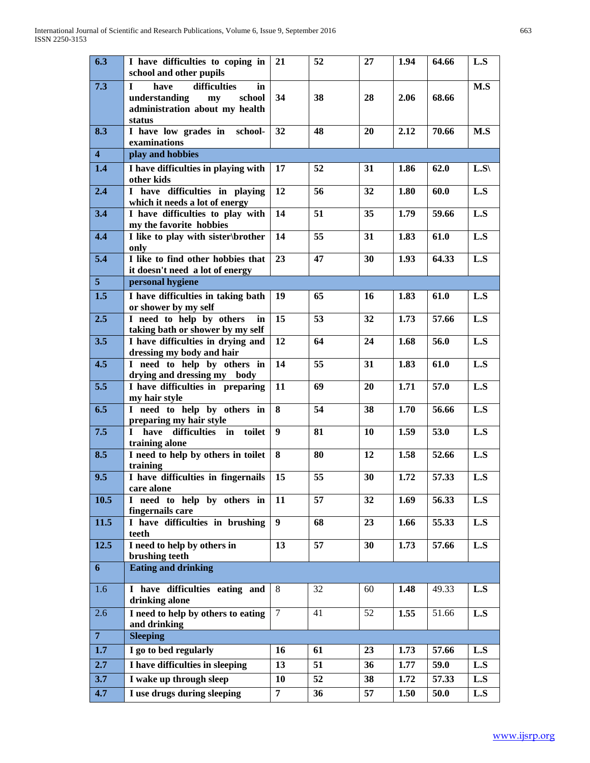| | | | | | | | |
|---|---|---|---|---|---|---|---|
| **6.3** | **I have difficulties to coping in school and other pupils** | **21** | **52** | **27** | **1.94** | **64.66** | **L.S** |
| **7.3** | **I have difficulties in understanding my school administration about my health status** | **34** | **38** | **28** | **2.06** | **68.66** | **M.S** |
| **8.3** | **I have low grades in school-examinations** | **32** | **48** | **20** | **2.12** | **70.66** | **M.S** |
| **4** | **play and hobbies** | | | | | | |
| **1.4** | **I have difficulties in playing with other kids** | **17** | **52** | **31** | **1.86** | **62.0** | **L.S\\** |
| **2.4** | **I have difficulties in playing which it needs a lot of energy** | **12** | **56** | **32** | **1.80** | **60.0** | **L.S** |
| **3.4** | **I have difficulties to play with my the favorite hobbies** | **14** | **51** | **35** | **1.79** | **59.66** | **L.S** |
| **4.4** | **I like to play with sister\brother only** | **14** | **55** | **31** | **1.83** | **61.0** | **L.S** |
| **5.4** | **I like to find other hobbies that it doesn't need a lot of energy** | **23** | **47** | **30** | **1.93** | **64.33** | **L.S** |
| **5** | **personal hygiene** | | | | | | |
| **1.5** | **I have difficulties in taking bath or shower by my self** | **19** | **65** | **16** | **1.83** | **61.0** | **L.S** |
| **2.5** | **I need to help by others in taking bath or shower by my self** | **15** | **53** | **32** | **1.73** | **57.66** | **L.S** |
| **3.5** | **I have difficulties in drying and dressing my body and hair** | **12** | **64** | **24** | **1.68** | **56.0** | **L.S** |
| **4.5** | **I need to help by others in drying and dressing my body** | **14** | **55** | **31** | **1.83** | **61.0** | **L.S** |
| **5.5** | **I have difficulties in preparing my hair style** | **11** | **69** | **20** | **1.71** | **57.0** | **L.S** |
| **6.5** | **I need to help by others in preparing my hair style** | **8** | **54** | **38** | **1.70** | **56.66** | **L.S** |
| **7.5** | **I have difficulties in toilet training alone** | **9** | **81** | **10** | **1.59** | **53.0** | **L.S** |
| **8.5** | **I need to help by others in toilet training** | **8** | **80** | **12** | **1.58** | **52.66** | **L.S** |
| **9.5** | **I have difficulties in fingernails care alone** | **15** | **55** | **30** | **1.72** | **57.33** | **L.S** |
| **10.5** | **I need to help by others in fingernails care** | **11** | **57** | **32** | **1.69** | **56.33** | **L.S** |
| **11.5** | **I have difficulties in brushing teeth** | **9** | **68** | **23** | **1.66** | **55.33** | **L.S** |
| **12.5** | **I need to help by others in brushing teeth** | **13** | **57** | **30** | **1.73** | **57.66** | **L.S** |
| **6** | **Eating and drinking** | | | | | | |
| 1.6 | **I have difficulties eating and drinking alone** | 8 | 32 | 60 | **1.48** | 49.33 | **L.S** |
| 2.6 | **I need to help by others to eating and drinking** | 7 | 41 | 52 | **1.55** | 51.66 | **L.S** |
| **7** | **Sleeping** | | | | | | |
| **1.7** | **I go to bed regularly** | **16** | **61** | **23** | **1.73** | **57.66** | **L.S** |
| **2.7** | **I have difficulties in sleeping** | **13** | **51** | **36** | **1.77** | **59.0** | **L.S** |
| **3.7** | **I wake up through sleep** | **10** | **52** | **38** | **1.72** | **57.33** | **L.S** |
| **4.7** | **I use drugs during sleeping** | **7** | **36** | **57** | **1.50** | **50.0** | **L.S** |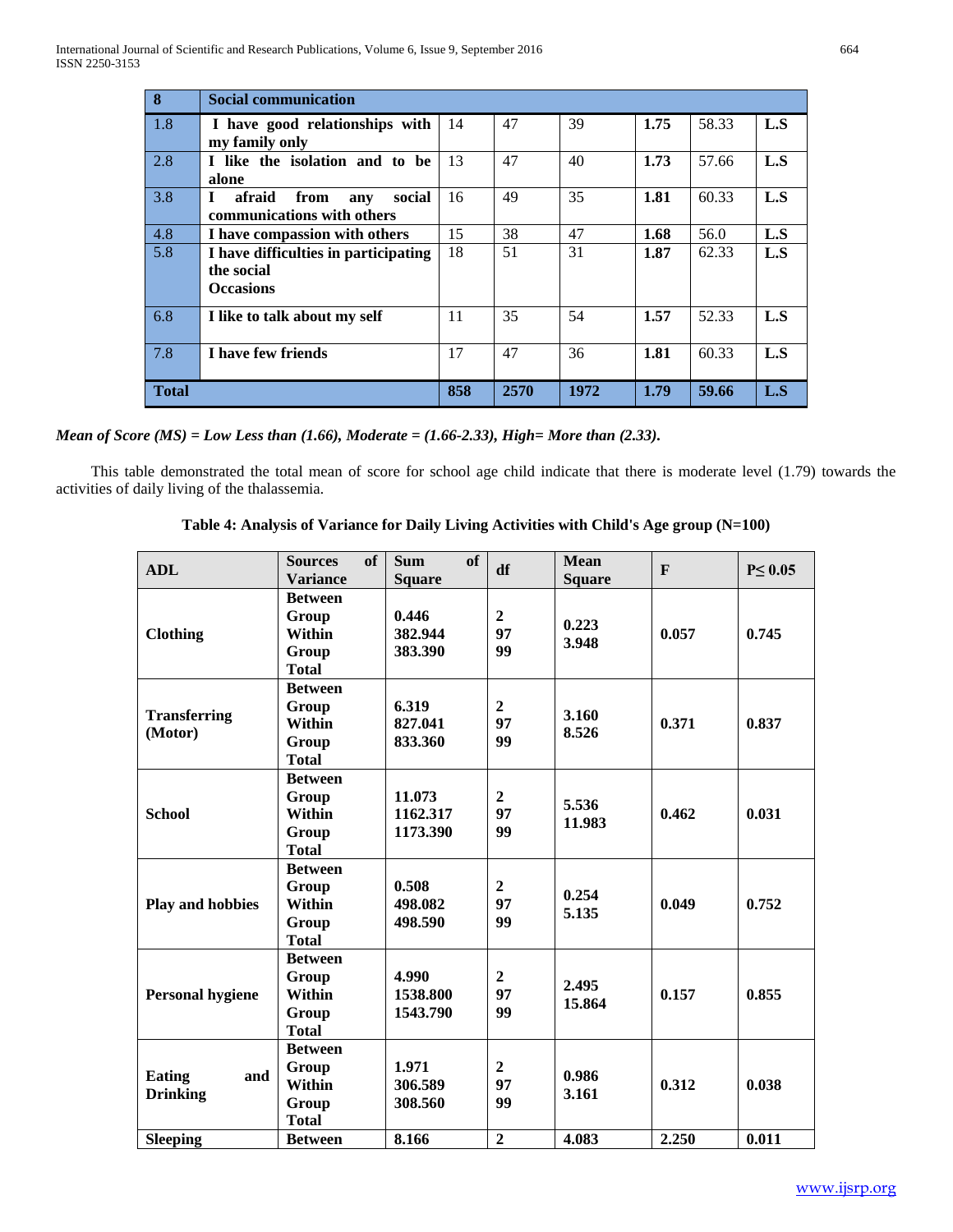| 8 | Social communication | | | | | | |
|---|---|---|---|---|---|---|---|
| 1.8 | I have good relationships with my family only | 14 | 47 | 39 | **1.75** | 58.33 | **L.S** |
| 2.8 | I like the isolation and to be alone | 13 | 47 | 40 | **1.73** | 57.66 | **L.S** |
| 3.8 | I afraid from any social communications with others | 16 | 49 | 35 | **1.81** | 60.33 | **L.S** |
| 4.8 | I have compassion with others | 15 | 38 | 47 | **1.68** | 56.0 | **L.S** |
| 5.8 | I have difficulties in participating the social Occasions | 18 | 51 | 31 | **1.87** | 62.33 | **L.S** |
| 6.8 | I like to talk about my self | 11 | 35 | 54 | **1.57** | 52.33 | **L.S** |
| 7.8 | I have few friends | 17 | 47 | 36 | **1.81** | 60.33 | **L.S** |
| **Total** | | **858** | **2570** | **1972** | **1.79** | **59.66** | **L.S** |

***Mean of Score (MS) = Low Less than (1.66), Moderate = (1.66-2.33), High= More than (2.33).***

This table demonstrated the total mean of score for school age child indicate that there is moderate level (1.79) towards the activities of daily living of the thalassemia.

**Table 4: Analysis of Variance for Daily Living Activities with Child's Age group (N=100)**

| ADL | Sources of Variance | Sum of Square | df | Mean Square | F | P≤ 0.05 |
|---|---|---|---|---|---|---|
| **Clothing** | **Between Group Within Group Total** | **0.446 382.944 383.390** | **2 97 99** | **0.223 3.948** | **0.057** | **0.745** |
| **Transferring (Motor)** | **Between Group Within Group Total** | **6.319 827.041 833.360** | **2 97 99** | **3.160 8.526** | **0.371** | **0.837** |
| **School** | **Between Group Within Group Total** | **11.073 1162.317 1173.390** | **2 97 99** | **5.536 11.983** | **0.462** | **0.031** |
| **Play and hobbies** | **Between Group Within Group Total** | **0.508 498.082 498.590** | **2 97 99** | **0.254 5.135** | **0.049** | **0.752** |
| **Personal hygiene** | **Between Group Within Group Total** | **4.990 1538.800 1543.790** | **2 97 99** | **2.495 15.864** | **0.157** | **0.855** |
| **Eating and Drinking** | **Between Group Within Group Total** | **1.971 306.589 308.560** | **2 97 99** | **0.986 3.161** | **0.312** | **0.038** |
| **Sleeping** | **Between** | **8.166** | **2** | **4.083** | **2.250** | **0.011** |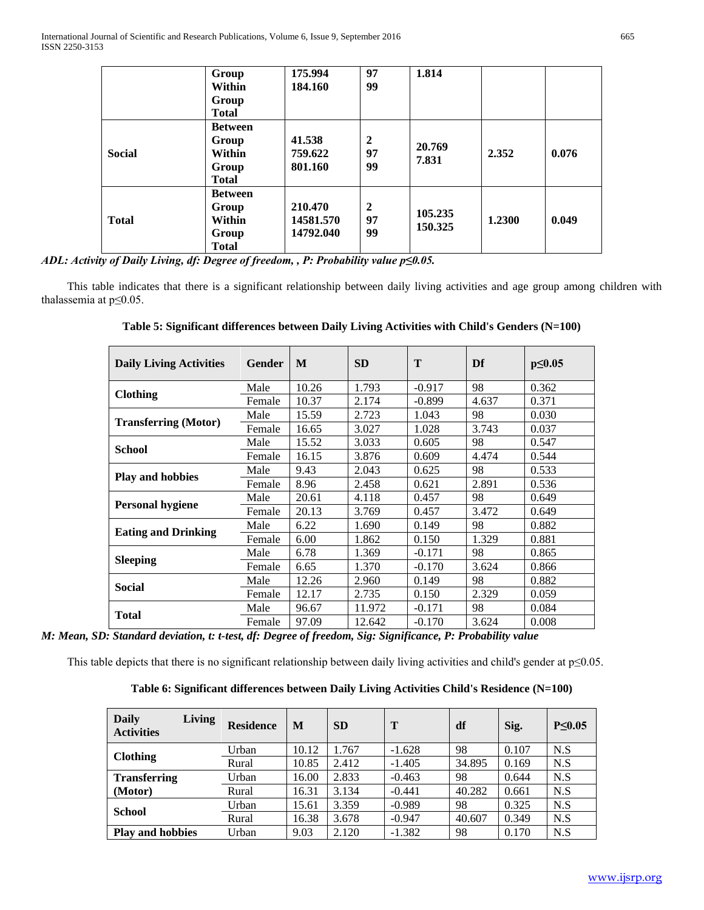| | Group<br>Within<br>Group<br>Total | 175.994<br>184.160 | 97<br>99 | 1.814 | | |
|---|---|---|---|---|---|---|
| Social | Between<br>Group<br>Within<br>Group<br>Total | 41.538<br>759.622<br>801.160 | 2<br>97<br>99 | 20.769<br>7.831 | 2.352 | 0.076 |
| Total | Between<br>Group<br>Within<br>Group<br>Total | 210.470<br>14581.570<br>14792.040 | 2<br>97<br>99 | 105.235<br>150.325 | 1.2300 | 0.049 |

***ADL: Activity of Daily Living, df: Degree of freedom, , P: Probability value p≤0.05.***

This table indicates that there is a significant relationship between daily living activities and age group among children with thalassemia at p≤0.05.

**Table 5: Significant differences between Daily Living Activities with Child's Genders (N=100)**

| Daily Living Activities | Gender | M | SD | T | Df | p≤0.05 |
|---|---|---|---|---|---|---|
| **Clothing** | Male | 10.26 | 1.793 | -0.917 | 98 | 0.362 |
| | Female | 10.37 | 2.174 | -0.899 | 4.637 | 0.371 |
| **Transferring (Motor)** | Male | 15.59 | 2.723 | 1.043 | 98 | 0.030 |
| | Female | 16.65 | 3.027 | 1.028 | 3.743 | 0.037 |
| **School** | Male | 15.52 | 3.033 | 0.605 | 98 | 0.547 |
| | Female | 16.15 | 3.876 | 0.609 | 4.474 | 0.544 |
| **Play and hobbies** | Male | 9.43 | 2.043 | 0.625 | 98 | 0.533 |
| | Female | 8.96 | 2.458 | 0.621 | 2.891 | 0.536 |
| **Personal hygiene** | Male | 20.61 | 4.118 | 0.457 | 98 | 0.649 |
| | Female | 20.13 | 3.769 | 0.457 | 3.472 | 0.649 |
| **Eating and Drinking** | Male | 6.22 | 1.690 | 0.149 | 98 | 0.882 |
| | Female | 6.00 | 1.862 | 0.150 | 1.329 | 0.881 |
| **Sleeping** | Male | 6.78 | 1.369 | -0.171 | 98 | 0.865 |
| | Female | 6.65 | 1.370 | -0.170 | 3.624 | 0.866 |
| **Social** | Male | 12.26 | 2.960 | 0.149 | 98 | 0.882 |
| | Female | 12.17 | 2.735 | 0.150 | 2.329 | 0.059 |
| **Total** | Male | 96.67 | 11.972 | -0.171 | 98 | 0.084 |
| | Female | 97.09 | 12.642 | -0.170 | 3.624 | 0.008 |

***M: Mean, SD: Standard deviation, t: t-test, df: Degree of freedom, Sig: Significance, P: Probability value***

This table depicts that there is no significant relationship between daily living activities and child's gender at p≤0.05.

**Table 6: Significant differences between Daily Living Activities Child's Residence (N=100)**

| Daily Living Activities | Residence | M | SD | T | df | Sig. | P≤0.05 |
|---|---|---|---|---|---|---|---|
| **Clothing** | Urban | 10.12 | 1.767 | -1.628 | 98 | 0.107 | N.S |
| | Rural | 10.85 | 2.412 | -1.405 | 34.895 | 0.169 | N.S |
| **Transferring (Motor)** | Urban | 16.00 | 2.833 | -0.463 | 98 | 0.644 | N.S |
| | Rural | 16.31 | 3.134 | -0.441 | 40.282 | 0.661 | N.S |
| **School** | Urban | 15.61 | 3.359 | -0.989 | 98 | 0.325 | N.S |
| | Rural | 16.38 | 3.678 | -0.947 | 40.607 | 0.349 | N.S |
| **Play and hobbies** | Urban | 9.03 | 2.120 | -1.382 | 98 | 0.170 | N.S |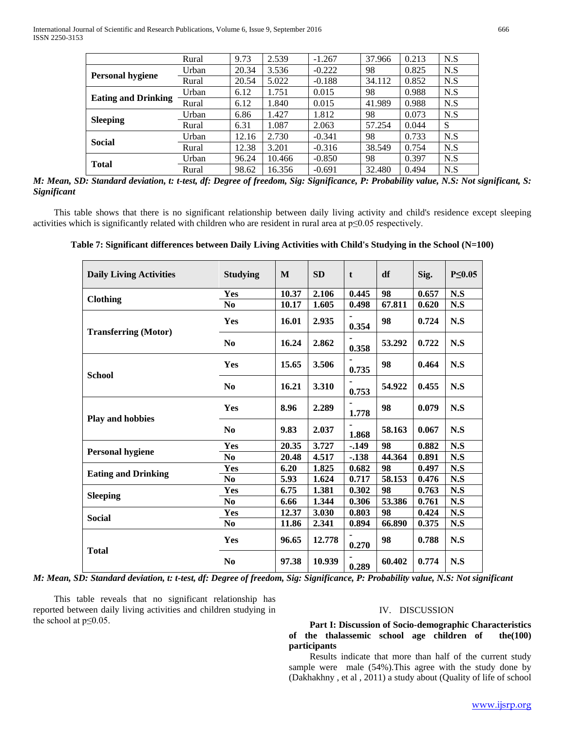| | | | | | | | |
|---|---|---|---|---|---|---|---|
| | Rural | 9.73 | 2.539 | -1.267 | 37.966 | 0.213 | N.S |
| **Personal hygiene** | Urban | 20.34 | 3.536 | -0.222 | 98 | 0.825 | N.S |
| | Rural | 20.54 | 5.022 | -0.188 | 34.112 | 0.852 | N.S |
| **Eating and Drinking** | Urban | 6.12 | 1.751 | 0.015 | 98 | 0.988 | N.S |
| | Rural | 6.12 | 1.840 | 0.015 | 41.989 | 0.988 | N.S |
| **Sleeping** | Urban | 6.86 | 1.427 | 1.812 | 98 | 0.073 | N.S |
| | Rural | 6.31 | 1.087 | 2.063 | 57.254 | 0.044 | S |
| **Social** | Urban | 12.16 | 2.730 | -0.341 | 98 | 0.733 | N.S |
| | Rural | 12.38 | 3.201 | -0.316 | 38.549 | 0.754 | N.S |
| **Total** | Urban | 96.24 | 10.466 | -0.850 | 98 | 0.397 | N.S |
| | Rural | 98.62 | 16.356 | -0.691 | 32.480 | 0.494 | N.S |

***M: Mean, SD: Standard deviation, t: t-test, df: Degree of freedom, Sig: Significance, P: Probability value, N.S: Not significant, S: Significant***

This table shows that there is no significant relationship between daily living activity and child's residence except sleeping activities which is significantly related with children who are resident in rural area at $p \leq 0.05$ respectively.

**Table 7: Significant differences between Daily Living Activities with Child's Studying in the School (N=100)**

| Daily Living Activities | Studying | M | SD | t | df | Sig. | P≤0.05 |
|---|---|---|---|---|---|---|---|
| **Clothing** | **Yes** | **10.37** | **2.106** | **0.445** | **98** | **0.657** | **N.S** |
| | **No** | **10.17** | **1.605** | **0.498** | **67.811** | **0.620** | **N.S** |
| **Transferring (Motor)** | **Yes** | **16.01** | **2.935** | **-0.354** | **98** | **0.724** | **N.S** |
| | **No** | **16.24** | **2.862** | **-0.358** | **53.292** | **0.722** | **N.S** |
| **School** | **Yes** | **15.65** | **3.506** | **-0.735** | **98** | **0.464** | **N.S** |
| | **No** | **16.21** | **3.310** | **-0.753** | **54.922** | **0.455** | **N.S** |
| **Play and hobbies** | **Yes** | **8.96** | **2.289** | **-1.778** | **98** | **0.079** | **N.S** |
| | **No** | **9.83** | **2.037** | **-1.868** | **58.163** | **0.067** | **N.S** |
| **Personal hygiene** | **Yes** | **20.35** | **3.727** | **-.149** | **98** | **0.882** | **N.S** |
| | **No** | **20.48** | **4.517** | **-.138** | **44.364** | **0.891** | **N.S** |
| **Eating and Drinking** | **Yes** | **6.20** | **1.825** | **0.682** | **98** | **0.497** | **N.S** |
| | **No** | **5.93** | **1.624** | **0.717** | **58.153** | **0.476** | **N.S** |
| **Sleeping** | **Yes** | **6.75** | **1.381** | **0.302** | **98** | **0.763** | **N.S** |
| | **No** | **6.66** | **1.344** | **0.306** | **53.386** | **0.761** | **N.S** |
| **Social** | **Yes** | **12.37** | **3.030** | **0.803** | **98** | **0.424** | **N.S** |
| | **No** | **11.86** | **2.341** | **0.894** | **66.890** | **0.375** | **N.S** |
| **Total** | **Yes** | **96.65** | **12.778** | **-0.270** | **98** | **0.788** | **N.S** |
| | **No** | **97.38** | **10.939** | **-0.289** | **60.402** | **0.774** | **N.S** |

***M: Mean, SD: Standard deviation, t: t-test, df: Degree of freedom, Sig: Significance, P: Probability value, N.S: Not significant***

This table reveals that no significant relationship has reported between daily living activities and children studying in the school at $p \leq 0.05$.

## IV. DISCUSSION

**Part I: Discussion of Socio-demographic Characteristics of the thalassemic school age children of the(100) participants**

Results indicate that more than half of the current study sample were male (54%).This agree with the study done by (Dakhakhny , et al , 2011) a study about (Quality of life of school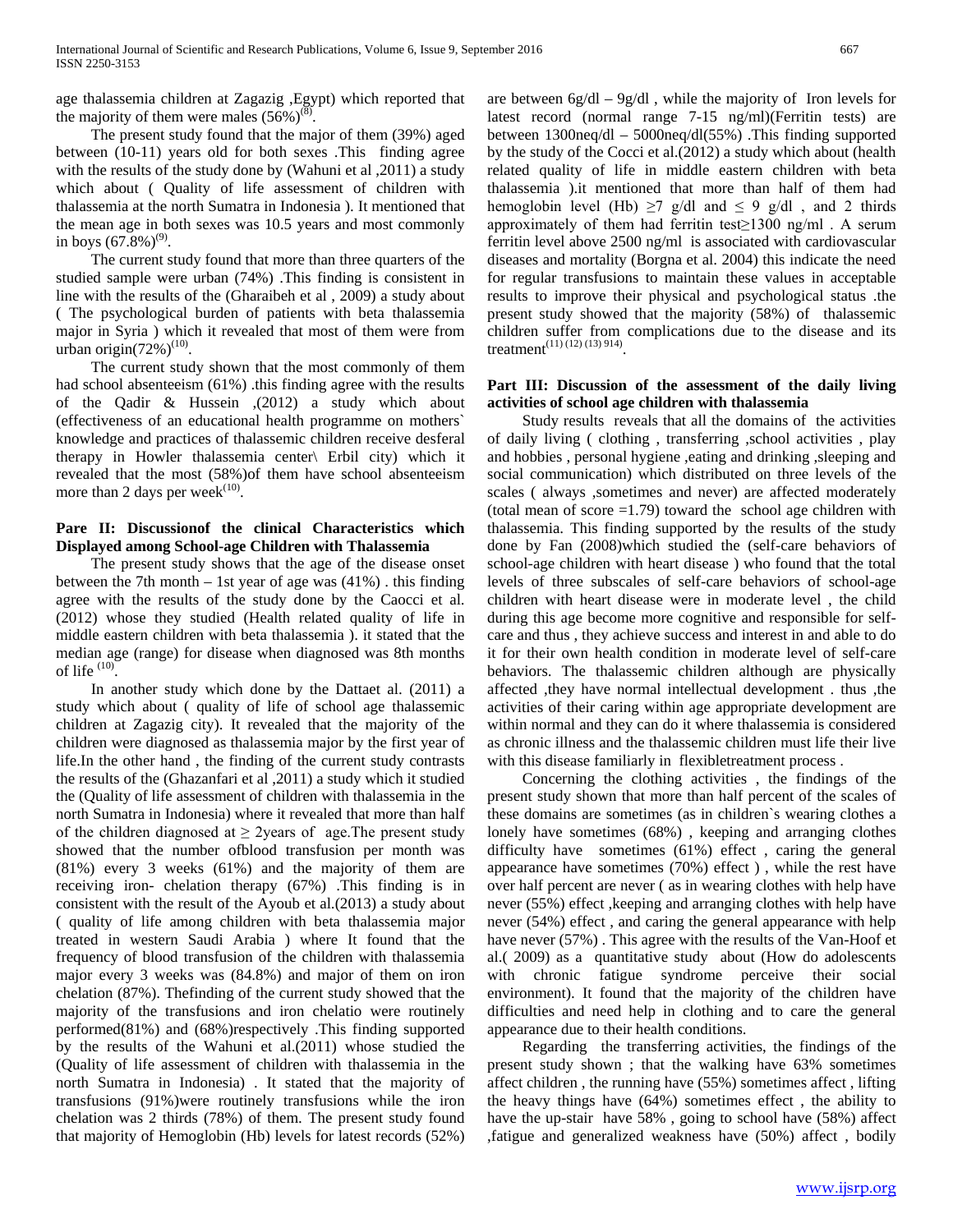age thalassemia children at Zagazig ,Egypt) which reported that the majority of them were males (56%)[8].

The present study found that the major of them (39%) aged between (10-11) years old for both sexes .This finding agree with the results of the study done by (Wahuni et al ,2011) a study which about ( Quality of life assessment of children with thalassemia at the north Sumatra in Indonesia ). It mentioned that the mean age in both sexes was 10.5 years and most commonly in boys (67.8%)[9].

The current study found that more than three quarters of the studied sample were urban (74%) .This finding is consistent in line with the results of the (Gharaibeh et al , 2009) a study about ( The psychological burden of patients with beta thalassemia major in Syria ) which it revealed that most of them were from urban origin(72%)[10].

The current study shown that the most commonly of them had school absenteeism (61%) .this finding agree with the results of the Qadir & Hussein ,(2012) a study which about (effectiveness of an educational health programme on mothers` knowledge and practices of thalassemic children receive desferal therapy in Howler thalassemia center\ Erbil city) which it revealed that the most (58%)of them have school absenteeism more than 2 days per week[10].

**Pare II: Discussionof the clinical Characteristics which Displayed among School-age Children with Thalassemia**

The present study shows that the age of the disease onset between the 7th month – 1st year of age was (41%) . this finding agree with the results of the study done by the Caocci et al. (2012) whose they studied (Health related quality of life in middle eastern children with beta thalassemia ). it stated that the median age (range) for disease when diagnosed was 8th months of life [10].

In another study which done by the Dattaet al. (2011) a study which about ( quality of life of school age thalassemic children at Zagazig city). It revealed that the majority of the children were diagnosed as thalassemia major by the first year of life.In the other hand , the finding of the current study contrasts the results of the (Ghazanfari et al ,2011) a study which it studied the (Quality of life assessment of children with thalassemia in the north Sumatra in Indonesia) where it revealed that more than half of the children diagnosed at ≥ 2years of age.The present study showed that the number ofblood transfusion per month was (81%) every 3 weeks (61%) and the majority of them are receiving iron- chelation therapy (67%) .This finding is in consistent with the result of the Ayoub et al.(2013) a study about ( quality of life among children with beta thalassemia major treated in western Saudi Arabia ) where It found that the frequency of blood transfusion of the children with thalassemia major every 3 weeks was (84.8%) and major of them on iron chelation (87%). Thefinding of the current study showed that the majority of the transfusions and iron chelatio were routinely performed(81%) and (68%)respectively .This finding supported by the results of the Wahuni et al.(2011) whose studied the (Quality of life assessment of children with thalassemia in the north Sumatra in Indonesia) . It stated that the majority of transfusions (91%)were routinely transfusions while the iron chelation was 2 thirds (78%) of them. The present study found that majority of Hemoglobin (Hb) levels for latest records (52%) are between 6g/dl – 9g/dl , while the majority of Iron levels for latest record (normal range 7-15 ng/ml)(Ferritin tests) are between 1300neq/dl – 5000neq/dl(55%) .This finding supported by the study of the Cocci et al.(2012) a study which about (health related quality of life in middle eastern children with beta thalassemia ).it mentioned that more than half of them had hemoglobin level (Hb) ≥7 g/dl and ≤ 9 g/dl , and 2 thirds approximately of them had ferritin test≥1300 ng/ml . A serum ferritin level above 2500 ng/ml is associated with cardiovascular diseases and mortality (Borgna et al. 2004) this indicate the need for regular transfusions to maintain these values in acceptable results to improve their physical and psychological status .the present study showed that the majority (58%) of thalassemic children suffer from complications due to the disease and its treatment[(11) (12) (13) 914)].

**Part III: Discussion of the assessment of the daily living activities of school age children with thalassemia**

Study results reveals that all the domains of the activities of daily living ( clothing , transferring ,school activities , play and hobbies , personal hygiene ,eating and drinking ,sleeping and social communication) which distributed on three levels of the scales ( always ,sometimes and never) are affected moderately (total mean of score =1.79) toward the school age children with thalassemia. This finding supported by the results of the study done by Fan (2008)which studied the (self-care behaviors of school-age children with heart disease ) who found that the total levels of three subscales of self-care behaviors of school-age children with heart disease were in moderate level , the child during this age become more cognitive and responsible for self-care and thus , they achieve success and interest in and able to do it for their own health condition in moderate level of self-care behaviors. The thalassemic children although are physically affected ,they have normal intellectual development . thus ,the activities of their caring within age appropriate development are within normal and they can do it where thalassemia is considered as chronic illness and the thalassemic children must life their live with this disease familiarly in flexibletreatment process .

Concerning the clothing activities , the findings of the present study shown that more than half percent of the scales of these domains are sometimes (as in children`s wearing clothes a lonely have sometimes (68%) , keeping and arranging clothes difficulty have sometimes (61%) effect , caring the general appearance have sometimes (70%) effect ) , while the rest have over half percent are never ( as in wearing clothes with help have never (55%) effect ,keeping and arranging clothes with help have never (54%) effect , and caring the general appearance with help have never (57%) . This agree with the results of the Van-Hoof et al.( 2009) as a quantitative study about (How do adolescents with chronic fatigue syndrome perceive their social environment). It found that the majority of the children have difficulties and need help in clothing and to care the general appearance due to their health conditions.

Regarding the transferring activities, the findings of the present study shown ; that the walking have 63% sometimes affect children , the running have (55%) sometimes affect , lifting the heavy things have (64%) sometimes effect , the ability to have the up-stair have 58% , going to school have (58%) affect ,fatigue and generalized weakness have (50%) affect , bodily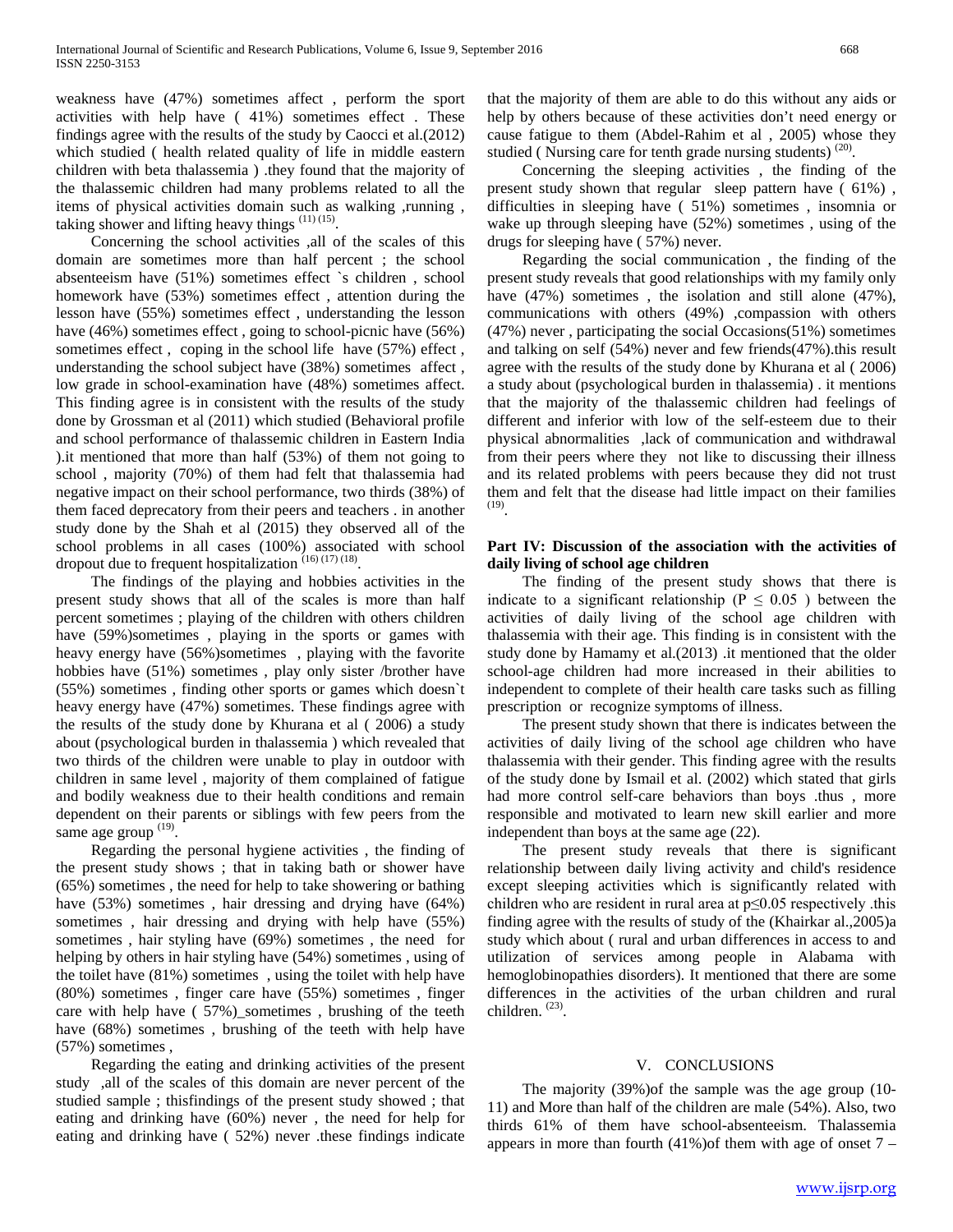weakness have (47%) sometimes affect , perform the sport activities with help have ( 41%) sometimes effect . These findings agree with the results of the study by Caocci et al.(2012) which studied ( health related quality of life in middle eastern children with beta thalassemia ) .they found that the majority of the thalassemic children had many problems related to all the items of physical activities domain such as walking ,running , taking shower and lifting heavy things [(11) (15)].

Concerning the school activities ,all of the scales of this domain are sometimes more than half percent ; the school absenteeism have (51%) sometimes effect `s children , school homework have (53%) sometimes effect , attention during the lesson have (55%) sometimes effect , understanding the lesson have (46%) sometimes effect , going to school-picnic have (56%) sometimes effect , coping in the school life have (57%) effect , understanding the school subject have (38%) sometimes affect , low grade in school-examination have (48%) sometimes affect. This finding agree is in consistent with the results of the study done by Grossman et al (2011) which studied (Behavioral profile and school performance of thalassemic children in Eastern India ).it mentioned that more than half (53%) of them not going to school , majority (70%) of them had felt that thalassemia had negative impact on their school performance, two thirds (38%) of them faced deprecatory from their peers and teachers . in another study done by the Shah et al (2015) they observed all of the school problems in all cases (100%) associated with school dropout due to frequent hospitalization [(16) (17) (18)].

The findings of the playing and hobbies activities in the present study shows that all of the scales is more than half percent sometimes ; playing of the children with others children have (59%)sometimes , playing in the sports or games with heavy energy have (56%)sometimes , playing with the favorite hobbies have (51%) sometimes , play only sister /brother have (55%) sometimes , finding other sports or games which doesn`t heavy energy have (47%) sometimes. These findings agree with the results of the study done by Khurana et al ( 2006) a study about (psychological burden in thalassemia ) which revealed that two thirds of the children were unable to play in outdoor with children in same level , majority of them complained of fatigue and bodily weakness due to their health conditions and remain dependent on their parents or siblings with few peers from the same age group [(19)].

Regarding the personal hygiene activities , the finding of the present study shows ; that in taking bath or shower have (65%) sometimes , the need for help to take showering or bathing have (53%) sometimes , hair dressing and drying have (64%) sometimes , hair dressing and drying with help have (55%) sometimes , hair styling have (69%) sometimes , the need for helping by others in hair styling have (54%) sometimes , using of the toilet have (81%) sometimes , using the toilet with help have (80%) sometimes , finger care have (55%) sometimes , finger care with help have ( 57%)_sometimes , brushing of the teeth have (68%) sometimes , brushing of the teeth with help have (57%) sometimes ,

Regarding the eating and drinking activities of the present study ,all of the scales of this domain are never percent of the studied sample ; thisfindings of the present study showed ; that eating and drinking have (60%) never , the need for help for eating and drinking have ( 52%) never .these findings indicate that the majority of them are able to do this without any aids or help by others because of these activities don't need energy or cause fatigue to them (Abdel-Rahim et al , 2005) whose they studied ( Nursing care for tenth grade nursing students) [(20)].

Concerning the sleeping activities , the finding of the present study shown that regular sleep pattern have ( 61%) , difficulties in sleeping have ( 51%) sometimes , insomnia or wake up through sleeping have (52%) sometimes , using of the drugs for sleeping have ( 57%) never.

Regarding the social communication , the finding of the present study reveals that good relationships with my family only have (47%) sometimes , the isolation and still alone (47%), communications with others (49%) ,compassion with others (47%) never , participating the social Occasions(51%) sometimes and talking on self (54%) never and few friends(47%).this result agree with the results of the study done by Khurana et al ( 2006) a study about (psychological burden in thalassemia) . it mentions that the majority of the thalassemic children had feelings of different and inferior with low of the self-esteem due to their physical abnormalities ,lack of communication and withdrawal from their peers where they not like to discussing their illness and its related problems with peers because they did not trust them and felt that the disease had little impact on their families [(19)].

### Part IV: Discussion of the association with the activities of daily living of school age children

The finding of the present study shows that there is indicate to a significant relationship ($P \leq 0.05$ ) between the activities of daily living of the school age children with thalassemia with their age. This finding is in consistent with the study done by Hamamy et al.(2013) .it mentioned that the older school-age children had more increased in their abilities to independent to complete of their health care tasks such as filling prescription or recognize symptoms of illness.

The present study shown that there is indicates between the activities of daily living of the school age children who have thalassemia with their gender. This finding agree with the results of the study done by Ismail et al. (2002) which stated that girls had more control self-care behaviors than boys .thus , more responsible and motivated to learn new skill earlier and more independent than boys at the same age (22).

The present study reveals that there is significant relationship between daily living activity and child's residence except sleeping activities which is significantly related with children who are resident in rural area at $p \leq 0.05$ respectively .this finding agree with the results of study of the (Khairkar al.,2005)a study which about ( rural and urban differences in access to and utilization of services among people in Alabama with hemoglobinopathies disorders). It mentioned that there are some differences in the activities of the urban children and rural children. [(23)].

## V. CONCLUSIONS

The majority (39%)of the sample was the age group (10-11) and More than half of the children are male (54%). Also, two thirds 61% of them have school-absenteeism. Thalassemia appears in more than fourth (41%)of them with age of onset 7 –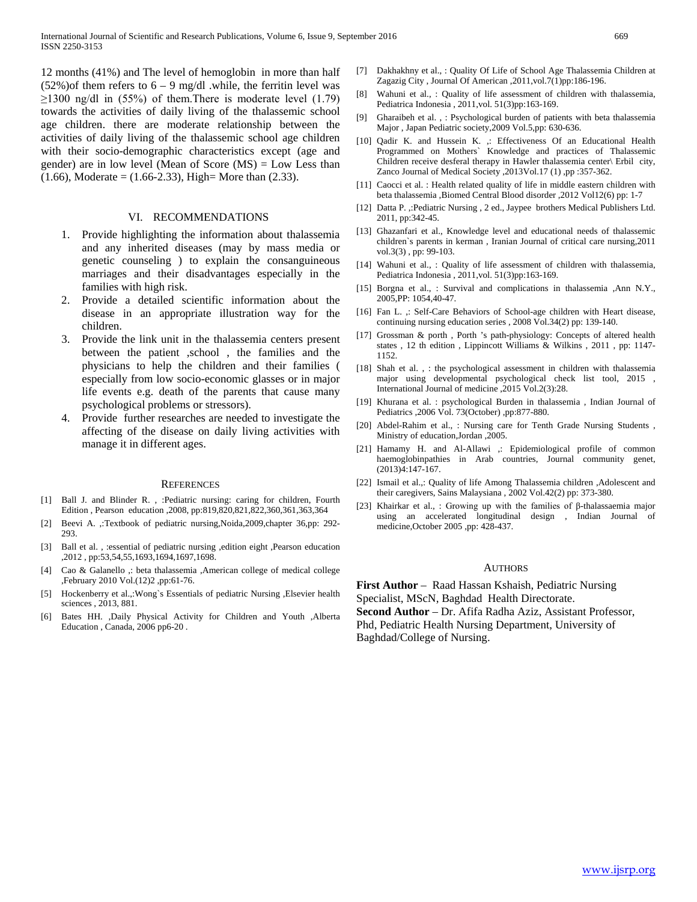12 months (41%) and The level of hemoglobin in more than half (52%)of them refers to 6 – 9 mg/dl .while, the ferritin level was ≥1300 ng/dl in (55%) of them.There is moderate level (1.79) towards the activities of daily living of the thalassemic school age children. there are moderate relationship between the activities of daily living of the thalassemic school age children with their socio-demographic characteristics except (age and gender) are in low level (Mean of Score (MS) = Low Less than (1.66), Moderate = (1.66-2.33), High= More than (2.33).

## VI. RECOMMENDATIONS

1. Provide highlighting the information about thalassemia and any inherited diseases (may by mass media or genetic counseling ) to explain the consanguineous marriages and their disadvantages especially in the families with high risk.
2. Provide a detailed scientific information about the disease in an appropriate illustration way for the children.
3. Provide the link unit in the thalassemia centers present between the patient ,school , the families and the physicians to help the children and their families ( especially from low socio-economic glasses or in major life events e.g. death of the parents that cause many psychological problems or stressors).
4. Provide further researches are needed to investigate the affecting of the disease on daily living activities with manage it in different ages.

## REFERENCES

[1] Ball J. and Blinder R. , :Pediatric nursing: caring for children, Fourth Edition , Pearson education ,2008, pp:819,820,821,822,360,361,363,364

[2] Beevi A. ,:Textbook of pediatric nursing,Noida,2009,chapter 36,pp: 292-293.

[3] Ball et al. , :essential of pediatric nursing ,edition eight ,Pearson education ,2012 , pp:53,54,55,1693,1694,1697,1698.

[4] Cao & Galanello ,: beta thalassemia ,American college of medical college ,February 2010 Vol.(12)2 ,pp:61-76.

[5] Hockenberry et al.,:Wong`s Essentials of pediatric Nursing ,Elsevier health sciences , 2013, 881.

[6] Bates HH. ,Daily Physical Activity for Children and Youth ,Alberta Education , Canada, 2006 pp6-20 .

[7] Dakhakhny et al., : Quality Of Life of School Age Thalassemia Children at Zagazig City , Journal Of American ,2011,vol.7(1)pp:186-196.

[8] Wahuni et al., : Quality of life assessment of children with thalassemia, Pediatrica Indonesia , 2011,vol. 51(3)pp:163-169.

[9] Gharaibeh et al. , : Psychological burden of patients with beta thalassemia Major , Japan Pediatric society,2009 Vol.5,pp: 630-636.

[10] Qadir K. and Hussein K. ,: Effectiveness Of an Educational Health Programmed on Mothers` Knowledge and practices of Thalassemic Children receive desferal therapy in Hawler thalassemia center\ Erbil city, Zanco Journal of Medical Society ,2013Vol.17 (1) ,pp :357-362.

[11] Caocci et al. : Health related quality of life in middle eastern children with beta thalassemia ,Biomed Central Blood disorder ,2012 Vol12(6) pp: 1-7

[12] Datta P. ,:Pediatric Nursing , 2 ed., Jaypee brothers Medical Publishers Ltd. 2011, pp:342-45.

[13] Ghazanfari et al., Knowledge level and educational needs of thalassemic children`s parents in kerman , Iranian Journal of critical care nursing,2011 vol.3(3) , pp: 99-103.

[14] Wahuni et al., : Quality of life assessment of children with thalassemia, Pediatrica Indonesia , 2011,vol. 51(3)pp:163-169.

[15] Borgna et al., : Survival and complications in thalassemia ,Ann N.Y., 2005,PP: 1054,40-47.

[16] Fan L. ,: Self-Care Behaviors of School-age children with Heart disease, continuing nursing education series , 2008 Vol.34(2) pp: 139-140.

[17] Grossman & porth , Porth 's path-physiology: Concepts of altered health states , 12 th edition , Lippincott Williams & Wilkins , 2011 , pp: 1147-1152.

[18] Shah et al. , : the psychological assessment in children with thalassemia major using developmental psychological check list tool, 2015 , International Journal of medicine ,2015 Vol.2(3):28.

[19] Khurana et al. : psychological Burden in thalassemia , Indian Journal of Pediatrics ,2006 Vol. 73(October) ,pp:877-880.

[20] Abdel-Rahim et al., : Nursing care for Tenth Grade Nursing Students , Ministry of education,Jordan ,2005.

[21] Hamamy H. and Al-Allawi ,: Epidemiological profile of common haemoglobinpathies in Arab countries, Journal community genet, (2013)4:147-167.

[22] Ismail et al.,: Quality of life Among Thalassemia children ,Adolescent and their caregivers, Sains Malaysiana , 2002 Vol.42(2) pp: 373-380.

[23] Khairkar et al., : Growing up with the families of β-thalassaemia major using an accelerated longitudinal design , Indian Journal of medicine,October 2005 ,pp: 428-437.

## AUTHORS

**First Author** – Raad Hassan Kshaish, Pediatric Nursing Specialist, MScN, Baghdad Health Directorate.

**Second Author** – Dr. Afifa Radha Aziz, Assistant Professor, Phd, Pediatric Health Nursing Department, University of Baghdad/College of Nursing.